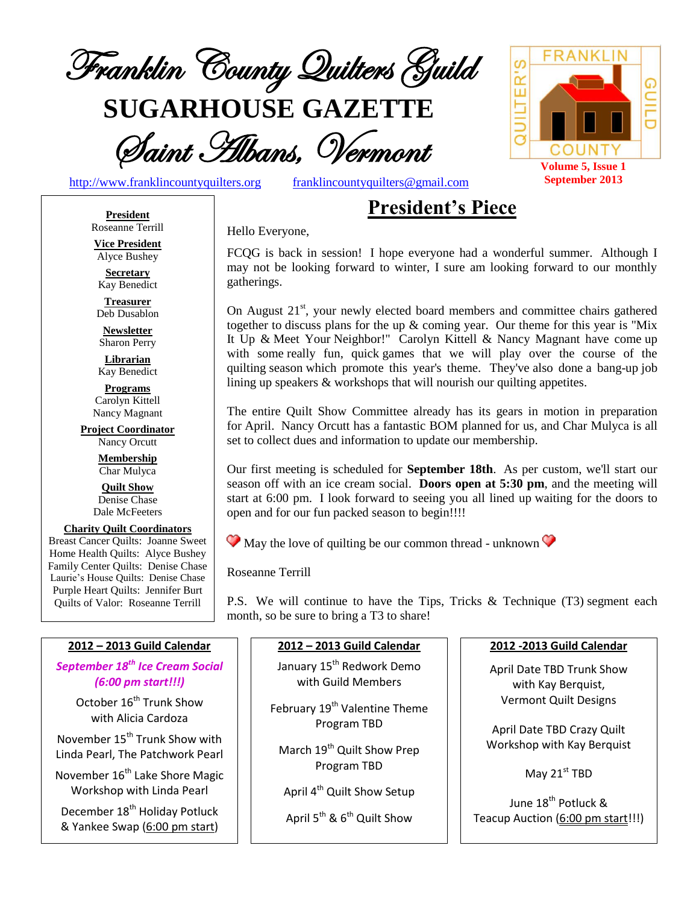# Franklin County Quilters Guild

# SUGARHOUSE GAZETTE

## Saint Albans, Vermont

http://www.franklincountyquilters.org franklincountyquilters@gmail.com

**Volume 5, Issue 1**
**September 2013**

**President**
Roseanne Terrill

**Vice President**
Alyce Bushey

**Secretary**
Kay Benedict

**Treasurer**
Deb Dusablon

**Newsletter**
Sharon Perry

**Librarian**
Kay Benedict

**Programs**
Carolyn Kittell
Nancy Magnant

**Project Coordinator**
Nancy Orcutt

**Membership**
Char Mulyca

**Quilt Show**
Denise Chase
Dale McFeeters

**Charity Quilt Coordinators**
Breast Cancer Quilts: Joanne Sweet
Home Health Quilts: Alyce Bushey
Family Center Quilts: Denise Chase
Laurie's House Quilts: Denise Chase
Purple Heart Quilts: Jennifer Burt
Quilts of Valor: Roseanne Terrill

## President's Piece

Hello Everyone,

FCQG is back in session! I hope everyone had a wonderful summer. Although I may not be looking forward to winter, I sure am looking forward to our monthly gatherings.

On August 21st, your newly elected board members and committee chairs gathered together to discuss plans for the up & coming year. Our theme for this year is "Mix It Up & Meet Your Neighbor!" Carolyn Kittell & Nancy Magnant have come up with some really fun, quick games that we will play over the course of the quilting season which promote this year's theme. They've also done a bang-up job lining up speakers & workshops that will nourish our quilting appetites.

The entire Quilt Show Committee already has its gears in motion in preparation for April. Nancy Orcutt has a fantastic BOM planned for us, and Char Mulyca is all set to collect dues and information to update our membership.

Our first meeting is scheduled for **September 18th**. As per custom, we'll start our season off with an ice cream social. **Doors open at 5:30 pm**, and the meeting will start at 6:00 pm. I look forward to seeing you all lined up waiting for the doors to open and for our fun packed season to begin!!!!

❤ May the love of quilting be our common thread - unknown ❤

Roseanne Terrill

P.S. We will continue to have the Tips, Tricks & Technique (T3) segment each month, so be sure to bring a T3 to share!

### 2012 – 2013 Guild Calendar

***September 18th Ice Cream Social (6:00 pm start!!!)***

October 16th Trunk Show with Alicia Cardoza

November 15th Trunk Show with Linda Pearl, The Patchwork Pearl

November 16th Lake Shore Magic Workshop with Linda Pearl

December 18th Holiday Potluck & Yankee Swap (6:00 pm start)

January 15th Redwork Demo with Guild Members

February 19th Valentine Theme Program TBD

March 19th Quilt Show Prep Program TBD

April 4th Quilt Show Setup

April 5th & 6th Quilt Show

April Date TBD Trunk Show with Kay Berquist, Vermont Quilt Designs

April Date TBD Crazy Quilt Workshop with Kay Berquist

May 21st TBD

June 18th Potluck & Teacup Auction (6:00 pm start!!!)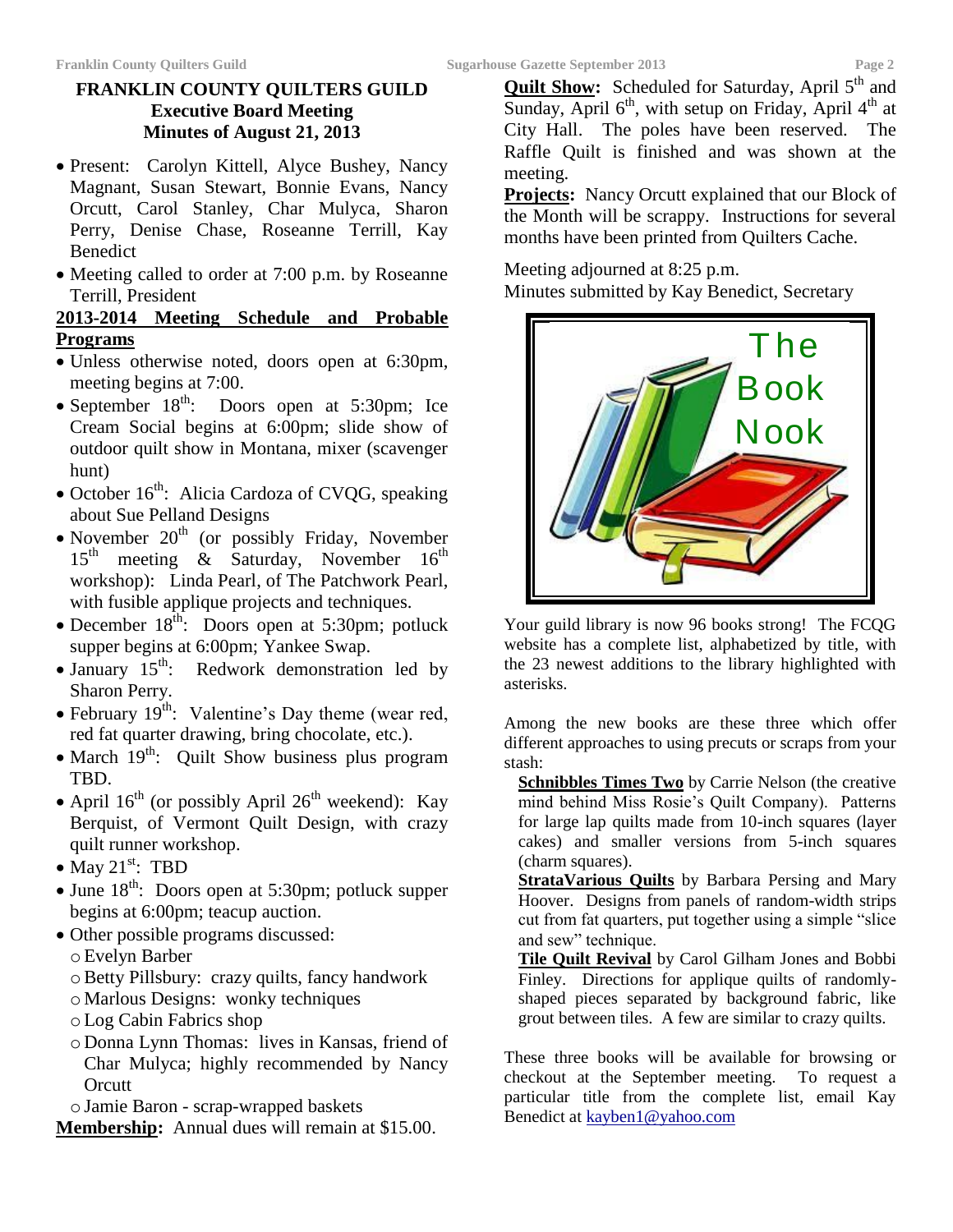## FRANKLIN COUNTY QUILTERS GUILD
## Executive Board Meeting
## Minutes of August 21, 2013

- Present: Carolyn Kittell, Alyce Bushey, Nancy Magnant, Susan Stewart, Bonnie Evans, Nancy Orcutt, Carol Stanley, Char Mulyca, Sharon Perry, Denise Chase, Roseanne Terrill, Kay Benedict
- Meeting called to order at 7:00 p.m. by Roseanne Terrill, President

**2013-2014 Meeting Schedule and Probable Programs**

- Unless otherwise noted, doors open at 6:30pm, meeting begins at 7:00.
- September 18th: Doors open at 5:30pm; Ice Cream Social begins at 6:00pm; slide show of outdoor quilt show in Montana, mixer (scavenger hunt)
- October 16th: Alicia Cardoza of CVQG, speaking about Sue Pelland Designs
- November 20th (or possibly Friday, November 15th meeting & Saturday, November 16th workshop): Linda Pearl, of The Patchwork Pearl, with fusible applique projects and techniques.
- December 18th: Doors open at 5:30pm; potluck supper begins at 6:00pm; Yankee Swap.
- January 15th: Redwork demonstration led by Sharon Perry.
- February 19th: Valentine's Day theme (wear red, red fat quarter drawing, bring chocolate, etc.).
- March 19th: Quilt Show business plus program TBD.
- April 16th (or possibly April 26th weekend): Kay Berquist, of Vermont Quilt Design, with crazy quilt runner workshop.
- May 21st: TBD
- June 18th: Doors open at 5:30pm; potluck supper begins at 6:00pm; teacup auction.
- Other possible programs discussed:
  - Evelyn Barber
  - Betty Pillsbury: crazy quilts, fancy handwork
  - Marlous Designs: wonky techniques
  - Log Cabin Fabrics shop
  - Donna Lynn Thomas: lives in Kansas, friend of Char Mulyca; highly recommended by Nancy Orcutt
  - Jamie Baron - scrap-wrapped baskets

**Membership:** Annual dues will remain at $15.00.

**Quilt Show:** Scheduled for Saturday, April 5th and Sunday, April 6th, with setup on Friday, April 4th at City Hall. The poles have been reserved. The Raffle Quilt is finished and was shown at the meeting.

**Projects:** Nancy Orcutt explained that our Block of the Month will be scrappy. Instructions for several months have been printed from Quilters Cache.

Meeting adjourned at 8:25 p.m.
Minutes submitted by Kay Benedict, Secretary

## The Book Nook

Your guild library is now 96 books strong! The FCQG website has a complete list, alphabetized by title, with the 23 newest additions to the library highlighted with asterisks.

Among the new books are these three which offer different approaches to using precuts or scraps from your stash:

**Schnibbles Times Two** by Carrie Nelson (the creative mind behind Miss Rosie's Quilt Company). Patterns for large lap quilts made from 10-inch squares (layer cakes) and smaller versions from 5-inch squares (charm squares).

**StrataVarious Quilts** by Barbara Persing and Mary Hoover. Designs from panels of random-width strips cut from fat quarters, put together using a simple "slice and sew" technique.

**Tile Quilt Revival** by Carol Gilham Jones and Bobbi Finley. Directions for applique quilts of randomly-shaped pieces separated by background fabric, like grout between tiles. A few are similar to crazy quilts.

These three books will be available for browsing or checkout at the September meeting. To request a particular title from the complete list, email Kay Benedict at kayben1@yahoo.com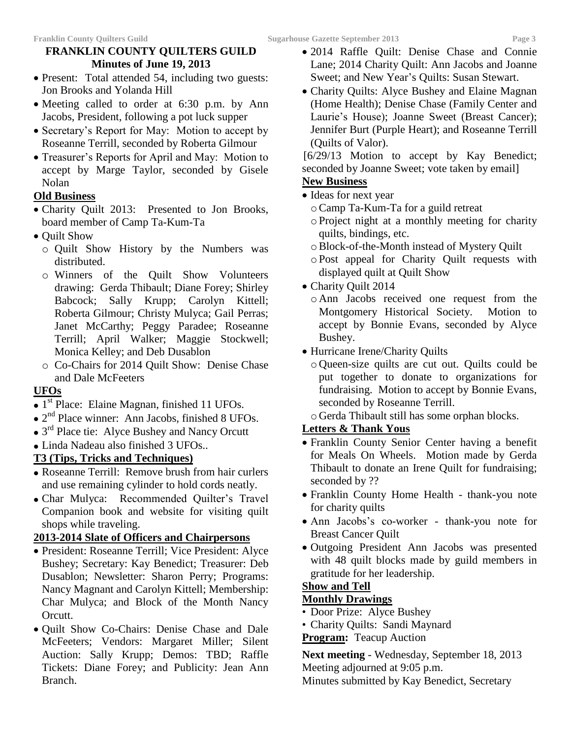## FRANKLIN COUNTY QUILTERS GUILD
### Minutes of June 19, 2013

- Present: Total attended 54, including two guests: Jon Brooks and Yolanda Hill
- Meeting called to order at 6:30 p.m. by Ann Jacobs, President, following a pot luck supper
- Secretary's Report for May: Motion to accept by Roseanne Terrill, seconded by Roberta Gilmour
- Treasurer's Reports for April and May: Motion to accept by Marge Taylor, seconded by Gisele Nolan

**Old Business**

- Charity Quilt 2013: Presented to Jon Brooks, board member of Camp Ta-Kum-Ta
- Quilt Show
  - Quilt Show History by the Numbers was distributed.
  - Winners of the Quilt Show Volunteers drawing: Gerda Thibault; Diane Forey; Shirley Babcock; Sally Krupp; Carolyn Kittell; Roberta Gilmour; Christy Mulyca; Gail Perras; Janet McCarthy; Peggy Paradee; Roseanne Terrill; April Walker; Maggie Stockwell; Monica Kelley; and Deb Dusablon
  - Co-Chairs for 2014 Quilt Show: Denise Chase and Dale McFeeters

**UFOs**

- 1st Place: Elaine Magnan, finished 11 UFOs.
- 2nd Place winner: Ann Jacobs, finished 8 UFOs.
- 3rd Place tie: Alyce Bushey and Nancy Orcutt
- Linda Nadeau also finished 3 UFOs..

**T3 (Tips, Tricks and Techniques)**

- Roseanne Terrill: Remove brush from hair curlers and use remaining cylinder to hold cords neatly.
- Char Mulyca: Recommended Quilter's Travel Companion book and website for visiting quilt shops while traveling.

**2013-2014 Slate of Officers and Chairpersons**

- President: Roseanne Terrill; Vice President: Alyce Bushey; Secretary: Kay Benedict; Treasurer: Deb Dusablon; Newsletter: Sharon Perry; Programs: Nancy Magnant and Carolyn Kittell; Membership: Char Mulyca; and Block of the Month Nancy Orcutt.
- Quilt Show Co-Chairs: Denise Chase and Dale McFeeters; Vendors: Margaret Miller; Silent Auction: Sally Krupp; Demos: TBD; Raffle Tickets: Diane Forey; and Publicity: Jean Ann Branch.
- 2014 Raffle Quilt: Denise Chase and Connie Lane; 2014 Charity Quilt: Ann Jacobs and Joanne Sweet; and New Year's Quilts: Susan Stewart.
- Charity Quilts: Alyce Bushey and Elaine Magnan (Home Health); Denise Chase (Family Center and Laurie's House); Joanne Sweet (Breast Cancer); Jennifer Burt (Purple Heart); and Roseanne Terrill (Quilts of Valor).

[6/29/13 Motion to accept by Kay Benedict; seconded by Joanne Sweet; vote taken by email]

**New Business**

- Ideas for next year
  - Camp Ta-Kum-Ta for a guild retreat
  - Project night at a monthly meeting for charity quilts, bindings, etc.
  - Block-of-the-Month instead of Mystery Quilt
  - Post appeal for Charity Quilt requests with displayed quilt at Quilt Show
- Charity Quilt 2014
  - Ann Jacobs received one request from the Montgomery Historical Society. Motion to accept by Bonnie Evans, seconded by Alyce Bushey.
- Hurricane Irene/Charity Quilts
  - Queen-size quilts are cut out. Quilts could be put together to donate to organizations for fundraising. Motion to accept by Bonnie Evans, seconded by Roseanne Terrill.
  - Gerda Thibault still has some orphan blocks.

**Letters & Thank Yous**

- Franklin County Senior Center having a benefit for Meals On Wheels. Motion made by Gerda Thibault to donate an Irene Quilt for fundraising; seconded by ??
- Franklin County Home Health - thank-you note for charity quilts
- Ann Jacobs's co-worker - thank-you note for Breast Cancer Quilt
- Outgoing President Ann Jacobs was presented with 48 quilt blocks made by guild members in gratitude for her leadership.

**Show and Tell**

**Monthly Drawings**

- Door Prize: Alyce Bushey
- Charity Quilts: Sandi Maynard

**Program:** Teacup Auction

**Next meeting** - Wednesday, September 18, 2013

Meeting adjourned at 9:05 p.m.

Minutes submitted by Kay Benedict, Secretary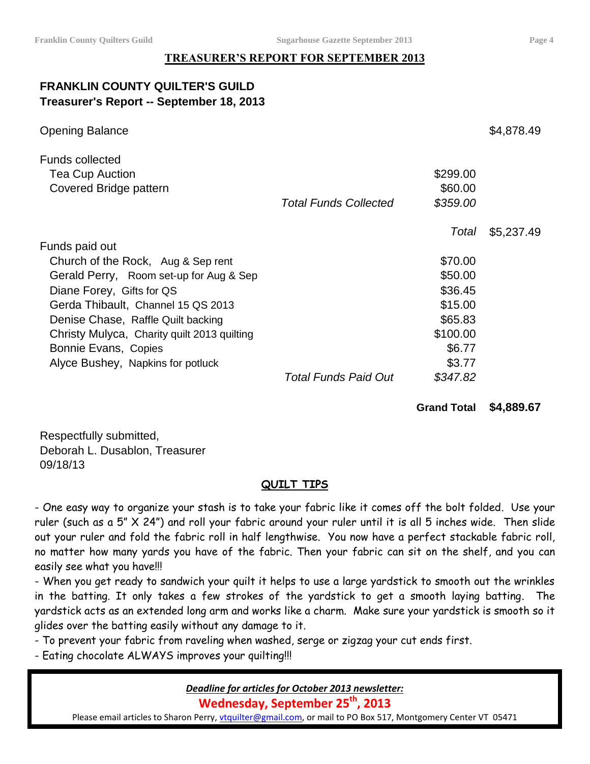## TREASURER'S REPORT FOR SEPTEMBER 2013

**FRANKLIN COUNTY QUILTER'S GUILD**
**Treasurer's Report -- September 18, 2013**

| | | | |
|---|---|---|---|
| Opening Balance | | | $4,878.49 |
| Funds collected | | | |
| Tea Cup Auction | | $299.00 | |
| Covered Bridge pattern | | $60.00 | |
| | *Total Funds Collected* | *$359.00* | |
| | | *Total* | $5,237.49 |
| Funds paid out | | | |
| Church of the Rock, Aug & Sep rent | | $70.00 | |
| Gerald Perry, Room set-up for Aug & Sep | | $50.00 | |
| Diane Forey, Gifts for QS | | $36.45 | |
| Gerda Thibault, Channel 15 QS 2013 | | $15.00 | |
| Denise Chase, Raffle Quilt backing | | $65.83 | |
| Christy Mulyca, Charity quilt 2013 quilting | | $100.00 | |
| Bonnie Evans, Copies | | $6.77 | |
| Alyce Bushey, Napkins for potluck | | $3.77 | |
| | *Total Funds Paid Out* | *$347.82* | |
| | | **Grand Total** | **$4,889.67** |

Respectfully submitted,
Deborah L. Dusablon, Treasurer
09/18/13

## QUILT TIPS

- One easy way to organize your stash is to take your fabric like it comes off the bolt folded. Use your ruler (such as a 5" X 24") and roll your fabric around your ruler until it is all 5 inches wide. Then slide out your ruler and fold the fabric roll in half lengthwise. You now have a perfect stackable fabric roll, no matter how many yards you have of the fabric. Then your fabric can sit on the shelf, and you can easily see what you have!!!
- When you get ready to sandwich your quilt it helps to use a large yardstick to smooth out the wrinkles in the batting. It only takes a few strokes of the yardstick to get a smooth laying batting. The yardstick acts as an extended long arm and works like a charm. Make sure your yardstick is smooth so it glides over the batting easily without any damage to it.
- To prevent your fabric from raveling when washed, serge or zigzag your cut ends first.
- Eating chocolate ALWAYS improves your quilting!!!

***Deadline for articles for October 2013 newsletter:***

**Wednesday, September 25th, 2013**

Please email articles to Sharon Perry, vtquilter@gmail.com, or mail to PO Box 517, Montgomery Center VT 05471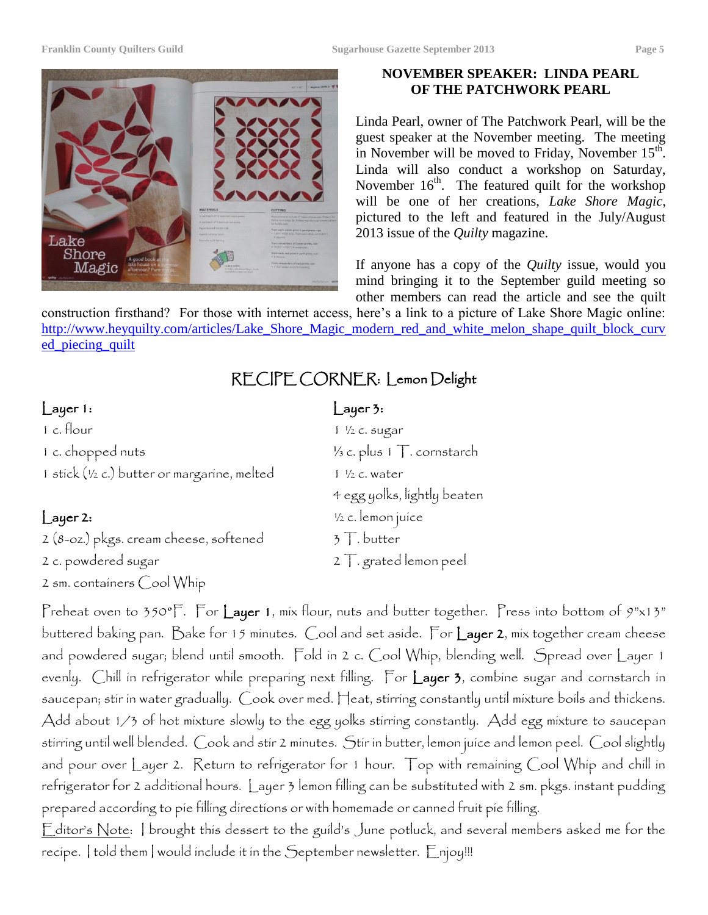## NOVEMBER SPEAKER: LINDA PEARL OF THE PATCHWORK PEARL

Linda Pearl, owner of The Patchwork Pearl, will be the guest speaker at the November meeting. The meeting in November will be moved to Friday, November 15th. Linda will also conduct a workshop on Saturday, November 16th. The featured quilt for the workshop will be one of her creations, *Lake Shore Magic*, pictured to the left and featured in the July/August 2013 issue of the *Quilty* magazine.

If anyone has a copy of the *Quilty* issue, would you mind bringing it to the September guild meeting so other members can read the article and see the quilt construction firsthand? For those with internet access, here's a link to a picture of Lake Shore Magic online: http://www.heyquilty.com/articles/Lake_Shore_Magic_modern_red_and_white_melon_shape_quilt_block_curved_piecing_quilt

## RECIPE CORNER: Lemon Delight

**Layer 1:**
- 1 c. flour
- 1 c. chopped nuts
- 1 stick (½ c.) butter or margarine, melted

**Layer 2:**
- 2 (8-oz.) pkgs. cream cheese, softened
- 2 c. powdered sugar
- 2 sm. containers Cool Whip

**Layer 3:**
- 1 ½ c. sugar
- ⅓ c. plus 1 T. cornstarch
- 1 ½ c. water
- 4 egg yolks, lightly beaten
- ½ c. lemon juice
- 3 T. butter
- 2 T. grated lemon peel

Preheat oven to 350°F. For **Layer 1**, mix flour, nuts and butter together. Press into bottom of 9"x13" buttered baking pan. Bake for 15 minutes. Cool and set aside. For **Layer 2**, mix together cream cheese and powdered sugar; blend until smooth. Fold in 2 c. Cool Whip, blending well. Spread over Layer 1 evenly. Chill in refrigerator while preparing next filling. For **Layer 3**, combine sugar and cornstarch in saucepan; stir in water gradually. Cook over med. Heat, stirring constantly until mixture boils and thickens. Add about 1/3 of hot mixture slowly to the egg yolks stirring constantly. Add egg mixture to saucepan stirring until well blended. Cook and stir 2 minutes. Stir in butter, lemon juice and lemon peel. Cool slightly and pour over Layer 2. Return to refrigerator for 1 hour. Top with remaining Cool Whip and chill in refrigerator for 2 additional hours. Layer 3 lemon filling can be substituted with 2 sm. pkgs. instant pudding prepared according to pie filling directions or with homemade or canned fruit pie filling.

Editor's Note: I brought this dessert to the guild's June potluck, and several members asked me for the recipe. I told them I would include it in the September newsletter. Enjoy!!!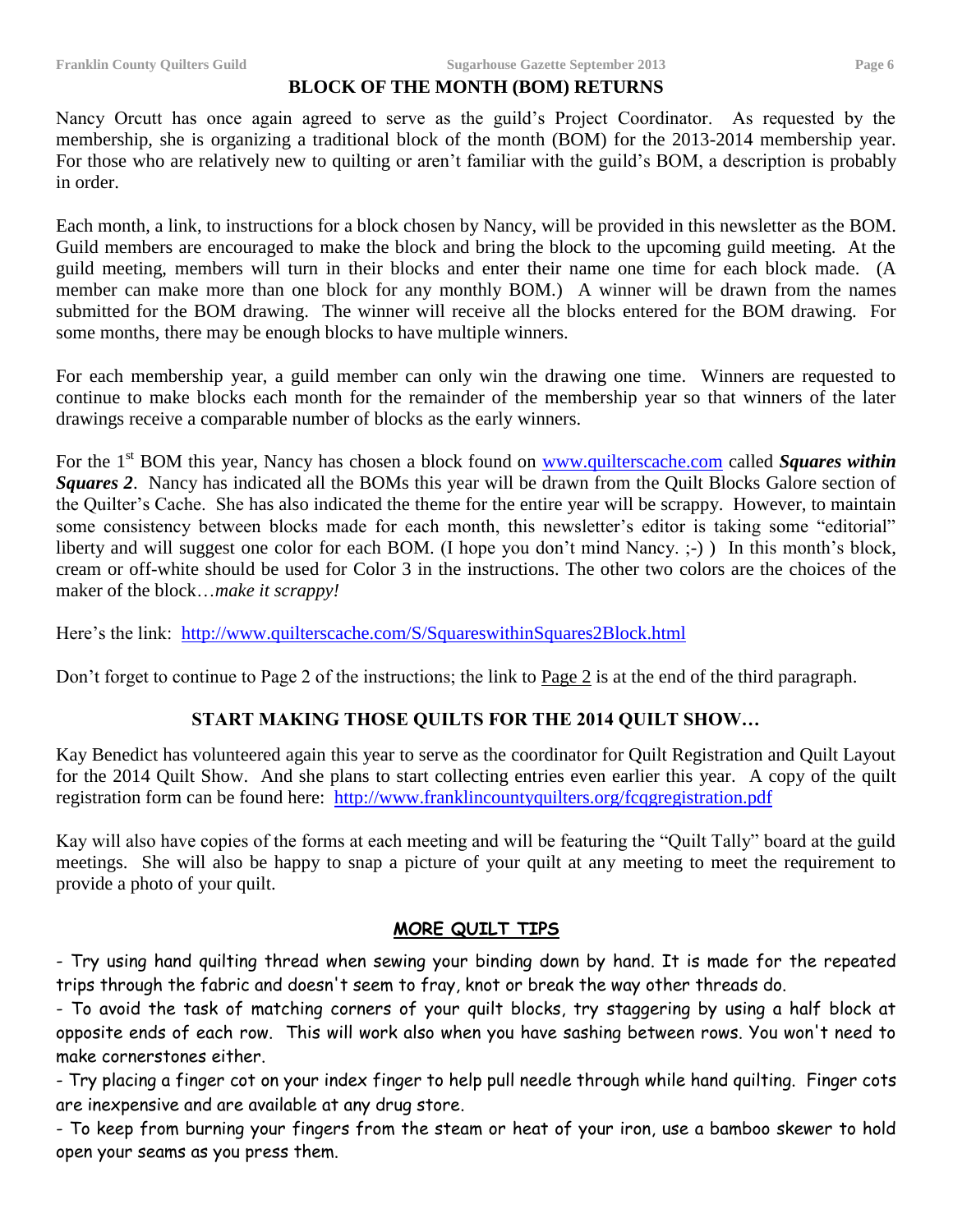## BLOCK OF THE MONTH (BOM) RETURNS

Nancy Orcutt has once again agreed to serve as the guild's Project Coordinator. As requested by the membership, she is organizing a traditional block of the month (BOM) for the 2013-2014 membership year. For those who are relatively new to quilting or aren't familiar with the guild's BOM, a description is probably in order.

Each month, a link, to instructions for a block chosen by Nancy, will be provided in this newsletter as the BOM. Guild members are encouraged to make the block and bring the block to the upcoming guild meeting. At the guild meeting, members will turn in their blocks and enter their name one time for each block made. (A member can make more than one block for any monthly BOM.) A winner will be drawn from the names submitted for the BOM drawing. The winner will receive all the blocks entered for the BOM drawing. For some months, there may be enough blocks to have multiple winners.

For each membership year, a guild member can only win the drawing one time. Winners are requested to continue to make blocks each month for the remainder of the membership year so that winners of the later drawings receive a comparable number of blocks as the early winners.

For the 1st BOM this year, Nancy has chosen a block found on www.quilterscache.com called ***Squares within Squares 2***. Nancy has indicated all the BOMs this year will be drawn from the Quilt Blocks Galore section of the Quilter's Cache. She has also indicated the theme for the entire year will be scrappy. However, to maintain some consistency between blocks made for each month, this newsletter's editor is taking some "editorial" liberty and will suggest one color for each BOM. (I hope you don't mind Nancy. ;-) ) In this month's block, cream or off-white should be used for Color 3 in the instructions. The other two colors are the choices of the maker of the block…*make it scrappy!*

Here's the link: http://www.quilterscache.com/S/SquareswithinSquares2Block.html

Don't forget to continue to Page 2 of the instructions; the link to Page 2 is at the end of the third paragraph.

## START MAKING THOSE QUILTS FOR THE 2014 QUILT SHOW…

Kay Benedict has volunteered again this year to serve as the coordinator for Quilt Registration and Quilt Layout for the 2014 Quilt Show. And she plans to start collecting entries even earlier this year. A copy of the quilt registration form can be found here: http://www.franklincountyquilters.org/fcqgregistration.pdf

Kay will also have copies of the forms at each meeting and will be featuring the "Quilt Tally" board at the guild meetings. She will also be happy to snap a picture of your quilt at any meeting to meet the requirement to provide a photo of your quilt.

## MORE QUILT TIPS

- Try using hand quilting thread when sewing your binding down by hand. It is made for the repeated trips through the fabric and doesn't seem to fray, knot or break the way other threads do.
- To avoid the task of matching corners of your quilt blocks, try staggering by using a half block at opposite ends of each row. This will work also when you have sashing between rows. You won't need to make cornerstones either.
- Try placing a finger cot on your index finger to help pull needle through while hand quilting. Finger cots are inexpensive and are available at any drug store.
- To keep from burning your fingers from the steam or heat of your iron, use a bamboo skewer to hold open your seams as you press them.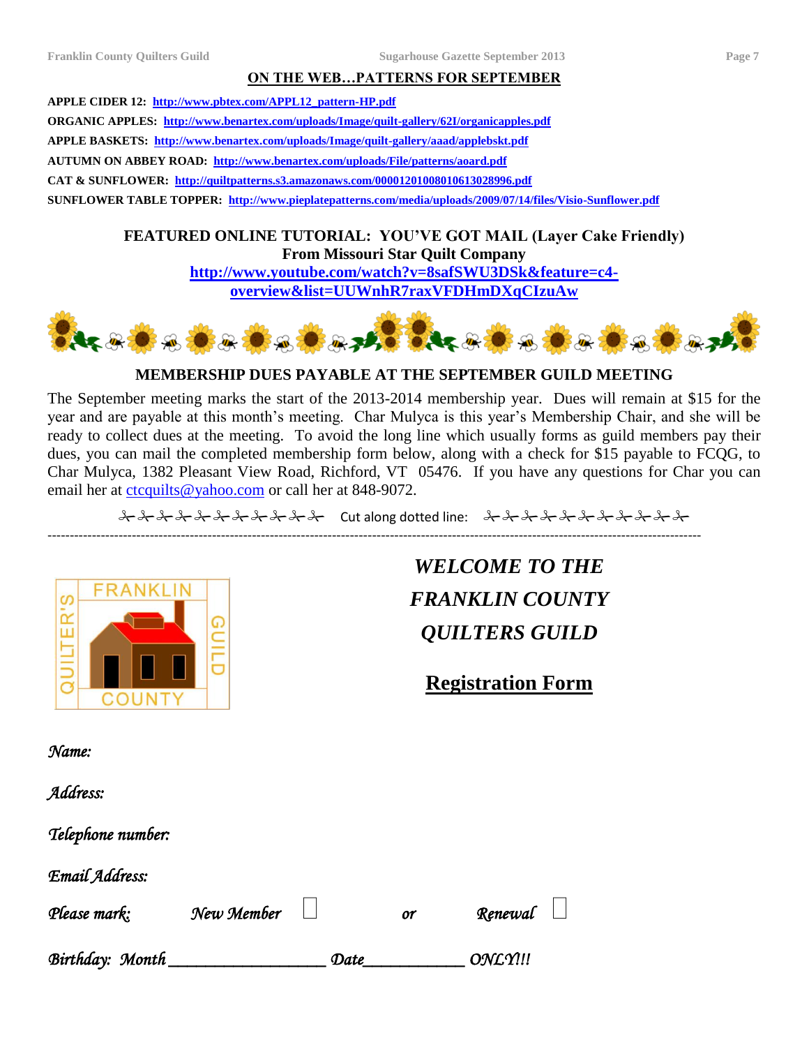## ON THE WEB…PATTERNS FOR SEPTEMBER

**APPLE CIDER 12:** http://www.pbtex.com/APPL12_pattern-HP.pdf

**ORGANIC APPLES:** http://www.benartex.com/uploads/Image/quilt-gallery/62I/organicapples.pdf

**APPLE BASKETS:** http://www.benartex.com/uploads/Image/quilt-gallery/aaad/applebskt.pdf

**AUTUMN ON ABBEY ROAD:** http://www.benartex.com/uploads/File/patterns/aoard.pdf

**CAT & SUNFLOWER:** http://quiltpatterns.s3.amazonaws.com/000012010080106130289​96.pdf

**SUNFLOWER TABLE TOPPER:** http://www.pieplatepatterns.com/media/uploads/2009/07/14/files/Visio-Sunflower.pdf

### FEATURED ONLINE TUTORIAL: YOU'VE GOT MAIL (Layer Cake Friendly)
### From Missouri Star Quilt Company

http://www.youtube.com/watch?v=8safSWU3DSk&feature=c4-overview&list=UUWnhR7raxVFDHmDXqCIzuAw

### MEMBERSHIP DUES PAYABLE AT THE SEPTEMBER GUILD MEETING

The September meeting marks the start of the 2013-2014 membership year. Dues will remain at $15 for the year and are payable at this month's meeting. Char Mulyca is this year's Membership Chair, and she will be ready to collect dues at the meeting. To avoid the long line which usually forms as guild members pay their dues, you can mail the completed membership form below, along with a check for $15 payable to FCQG, to Char Mulyca, 1382 Pleasant View Road, Richford, VT 05476. If you have any questions for Char you can email her at ctcquilts@yahoo.com or call her at 848-9072.

✂✂✂✂✂✂✂✂✂✂✂ Cut along dotted line: ✂✂✂✂✂✂✂✂✂✂✂

---

FRANKLIN COUNTY QUILTER'S GUILD

## *WELCOME TO THE FRANKLIN COUNTY QUILTERS GUILD*

## Registration Form

*Name:*

*Address:*

*Telephone number:*

*Email Address:*

*Please mark:* *New Member* ☐ *or* *Renewal* ☐

*Birthday: Month*\_\_\_\_\_\_\_\_\_\_\_\_\_\_\_\_\_\_ *Date*\_\_\_\_\_\_\_\_\_\_\_\_ *ONLY!!!*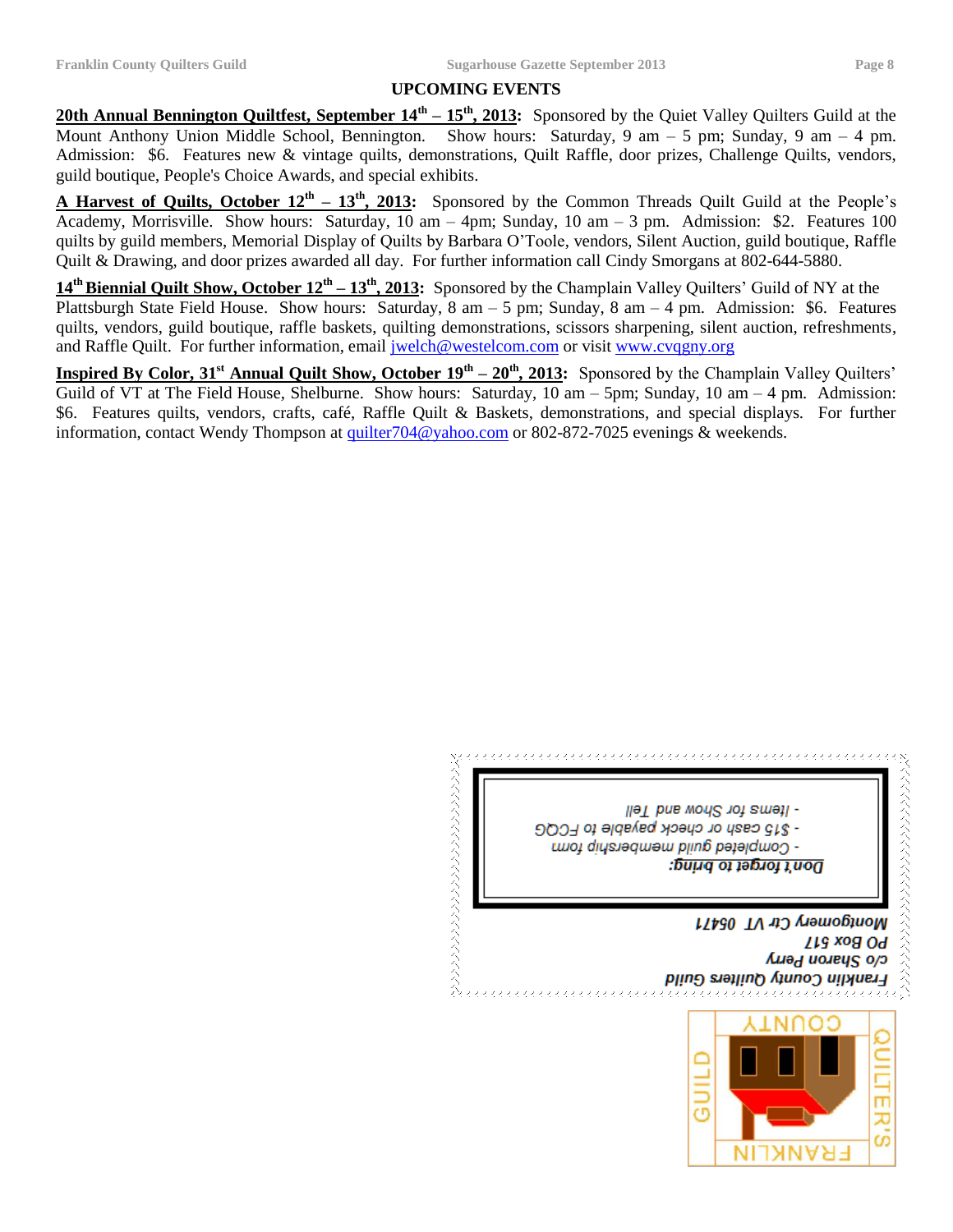## UPCOMING EVENTS

**20th Annual Bennington Quiltfest, September 14th – 15th, 2013:** Sponsored by the Quiet Valley Quilters Guild at the Mount Anthony Union Middle School, Bennington. Show hours: Saturday, 9 am – 5 pm; Sunday, 9 am – 4 pm. Admission: $6. Features new & vintage quilts, demonstrations, Quilt Raffle, door prizes, Challenge Quilts, vendors, guild boutique, People's Choice Awards, and special exhibits.

**A Harvest of Quilts, October 12th – 13th, 2013:** Sponsored by the Common Threads Quilt Guild at the People's Academy, Morrisville. Show hours: Saturday, 10 am – 4pm; Sunday, 10 am – 3 pm. Admission: $2. Features 100 quilts by guild members, Memorial Display of Quilts by Barbara O'Toole, vendors, Silent Auction, guild boutique, Raffle Quilt & Drawing, and door prizes awarded all day. For further information call Cindy Smorgans at 802-644-5880.

**14th Biennial Quilt Show, October 12th – 13th, 2013:** Sponsored by the Champlain Valley Quilters' Guild of NY at the Plattsburgh State Field House. Show hours: Saturday, 8 am – 5 pm; Sunday, 8 am – 4 pm. Admission: $6. Features quilts, vendors, guild boutique, raffle baskets, quilting demonstrations, scissors sharpening, silent auction, refreshments, and Raffle Quilt. For further information, email jwelch@westelcom.com or visit www.cvqgny.org

**Inspired By Color, 31st Annual Quilt Show, October 19th – 20th, 2013:** Sponsored by the Champlain Valley Quilters' Guild of VT at The Field House, Shelburne. Show hours: Saturday, 10 am – 5pm; Sunday, 10 am – 4 pm. Admission: $6. Features quilts, vendors, crafts, café, Raffle Quilt & Baskets, demonstrations, and special displays. For further information, contact Wendy Thompson at quilter704@yahoo.com or 802-872-7025 evenings & weekends.

*Franklin County Quilters Guild*
*c/o Sharon Perry*
*PO Box 517*
*Montgomery Ctr VT 05471*

***Don't forget to bring:***
- *Completed guild membership form*
- *$15 cash or check payable to FCQG*
- *Items for Show and Tell*

FRANKLIN COUNTY QUILTER'S GUILD